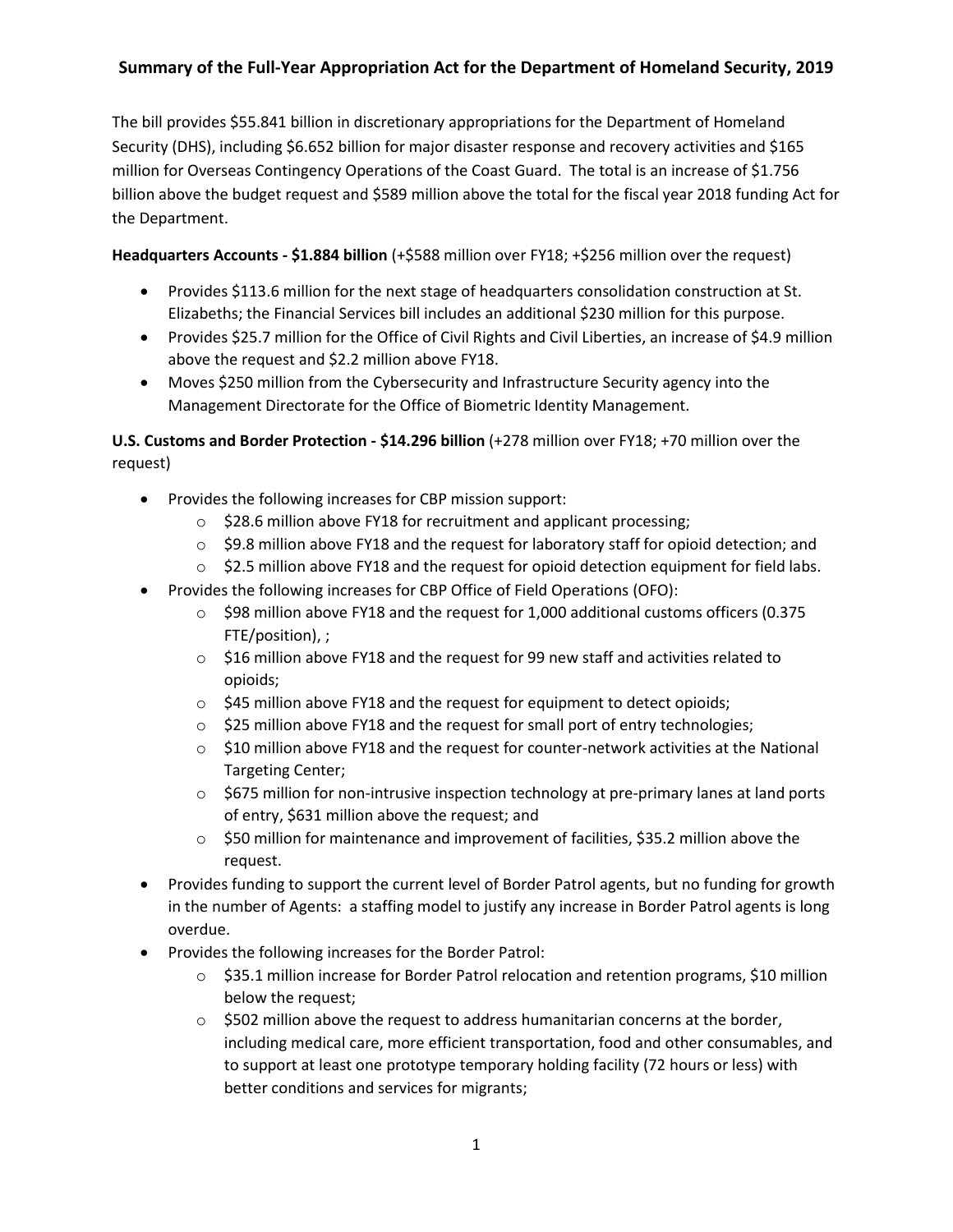# Summary of the Full-Year Appropriation Act for the Department of Homeland Security, 2019

The bill provides $55.841 billion in discretionary appropriations for the Department of Homeland Security (DHS), including $6.652 billion for major disaster response and recovery activities and $165 million for Overseas Contingency Operations of the Coast Guard. The total is an increase of $1.756 billion above the budget request and $589 million above the total for the fiscal year 2018 funding Act for the Department.

**Headquarters Accounts - $1.884 billion** (+$588 million over FY18; +$256 million over the request)

- Provides $113.6 million for the next stage of headquarters consolidation construction at St. Elizabeths; the Financial Services bill includes an additional $230 million for this purpose.
- Provides $25.7 million for the Office of Civil Rights and Civil Liberties, an increase of $4.9 million above the request and $2.2 million above FY18.
- Moves $250 million from the Cybersecurity and Infrastructure Security agency into the Management Directorate for the Office of Biometric Identity Management.

**U.S. Customs and Border Protection - $14.296 billion** (+278 million over FY18; +70 million over the request)

- Provides the following increases for CBP mission support:
  - $28.6 million above FY18 for recruitment and applicant processing;
  - $9.8 million above FY18 and the request for laboratory staff for opioid detection; and
  - $2.5 million above FY18 and the request for opioid detection equipment for field labs.
- Provides the following increases for CBP Office of Field Operations (OFO):
  - $98 million above FY18 and the request for 1,000 additional customs officers (0.375 FTE/position), ;
  - $16 million above FY18 and the request for 99 new staff and activities related to opioids;
  - $45 million above FY18 and the request for equipment to detect opioids;
  - $25 million above FY18 and the request for small port of entry technologies;
  - $10 million above FY18 and the request for counter-network activities at the National Targeting Center;
  - $675 million for non-intrusive inspection technology at pre-primary lanes at land ports of entry, $631 million above the request; and
  - $50 million for maintenance and improvement of facilities, $35.2 million above the request.
- Provides funding to support the current level of Border Patrol agents, but no funding for growth in the number of Agents: a staffing model to justify any increase in Border Patrol agents is long overdue.
- Provides the following increases for the Border Patrol:
  - $35.1 million increase for Border Patrol relocation and retention programs, $10 million below the request;
  - $502 million above the request to address humanitarian concerns at the border, including medical care, more efficient transportation, food and other consumables, and to support at least one prototype temporary holding facility (72 hours or less) with better conditions and services for migrants;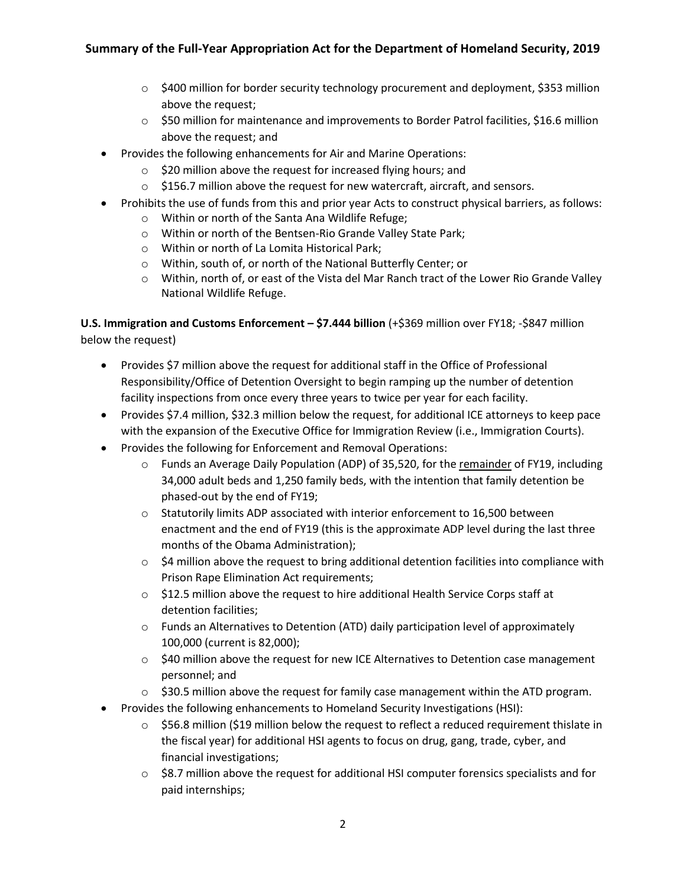- $400 million for border security technology procurement and deployment, $353 million above the request;
  - $50 million for maintenance and improvements to Border Patrol facilities, $16.6 million above the request; and
- Provides the following enhancements for Air and Marine Operations:
  - $20 million above the request for increased flying hours; and
  - $156.7 million above the request for new watercraft, aircraft, and sensors.
- Prohibits the use of funds from this and prior year Acts to construct physical barriers, as follows:
  - Within or north of the Santa Ana Wildlife Refuge;
  - Within or north of the Bentsen-Rio Grande Valley State Park;
  - Within or north of La Lomita Historical Park;
  - Within, south of, or north of the National Butterfly Center; or
  - Within, north of, or east of the Vista del Mar Ranch tract of the Lower Rio Grande Valley National Wildlife Refuge.

**U.S. Immigration and Customs Enforcement – $7.444 billion** (+$369 million over FY18; -$847 million below the request)

- Provides $7 million above the request for additional staff in the Office of Professional Responsibility/Office of Detention Oversight to begin ramping up the number of detention facility inspections from once every three years to twice per year for each facility.
- Provides $7.4 million, $32.3 million below the request, for additional ICE attorneys to keep pace with the expansion of the Executive Office for Immigration Review (i.e., Immigration Courts).
- Provides the following for Enforcement and Removal Operations:
  - Funds an Average Daily Population (ADP) of 35,520, for the remainder of FY19, including 34,000 adult beds and 1,250 family beds, with the intention that family detention be phased-out by the end of FY19;
  - Statutorily limits ADP associated with interior enforcement to 16,500 between enactment and the end of FY19 (this is the approximate ADP level during the last three months of the Obama Administration);
  - $4 million above the request to bring additional detention facilities into compliance with Prison Rape Elimination Act requirements;
  - $12.5 million above the request to hire additional Health Service Corps staff at detention facilities;
  - Funds an Alternatives to Detention (ATD) daily participation level of approximately 100,000 (current is 82,000);
  - $40 million above the request for new ICE Alternatives to Detention case management personnel; and
  - $30.5 million above the request for family case management within the ATD program.
- Provides the following enhancements to Homeland Security Investigations (HSI):
  - $56.8 million ($19 million below the request to reflect a reduced requirement thislate in the fiscal year) for additional HSI agents to focus on drug, gang, trade, cyber, and financial investigations;
  - $8.7 million above the request for additional HSI computer forensics specialists and for paid internships;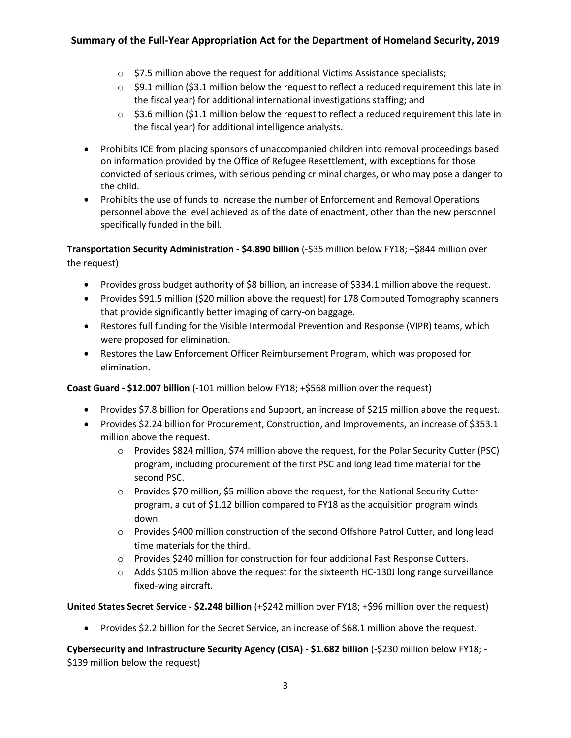- $7.5 million above the request for additional Victims Assistance specialists;
    - $9.1 million ($3.1 million below the request to reflect a reduced requirement this late in the fiscal year) for additional international investigations staffing; and
    - $3.6 million ($1.1 million below the request to reflect a reduced requirement this late in the fiscal year) for additional intelligence analysts.
- Prohibits ICE from placing sponsors of unaccompanied children into removal proceedings based on information provided by the Office of Refugee Resettlement, with exceptions for those convicted of serious crimes, with serious pending criminal charges, or who may pose a danger to the child.
- Prohibits the use of funds to increase the number of Enforcement and Removal Operations personnel above the level achieved as of the date of enactment, other than the new personnel specifically funded in the bill.

**Transportation Security Administration - $4.890 billion** (-$35 million below FY18; +$844 million over the request)

- Provides gross budget authority of $8 billion, an increase of $334.1 million above the request.
- Provides $91.5 million ($20 million above the request) for 178 Computed Tomography scanners that provide significantly better imaging of carry-on baggage.
- Restores full funding for the Visible Intermodal Prevention and Response (VIPR) teams, which were proposed for elimination.
- Restores the Law Enforcement Officer Reimbursement Program, which was proposed for elimination.

**Coast Guard - $12.007 billion** (-101 million below FY18; +$568 million over the request)

- Provides $7.8 billion for Operations and Support, an increase of $215 million above the request.
- Provides $2.24 billion for Procurement, Construction, and Improvements, an increase of $353.1 million above the request.
    - Provides $824 million, $74 million above the request, for the Polar Security Cutter (PSC) program, including procurement of the first PSC and long lead time material for the second PSC.
    - Provides $70 million, $5 million above the request, for the National Security Cutter program, a cut of $1.12 billion compared to FY18 as the acquisition program winds down.
    - Provides $400 million construction of the second Offshore Patrol Cutter, and long lead time materials for the third.
    - Provides $240 million for construction for four additional Fast Response Cutters.
    - Adds $105 million above the request for the sixteenth HC-130J long range surveillance fixed-wing aircraft.

**United States Secret Service - $2.248 billion** (+$242 million over FY18; +$96 million over the request)

- Provides $2.2 billion for the Secret Service, an increase of $68.1 million above the request.

**Cybersecurity and Infrastructure Security Agency (CISA) - $1.682 billion** (-$230 million below FY18; -$139 million below the request)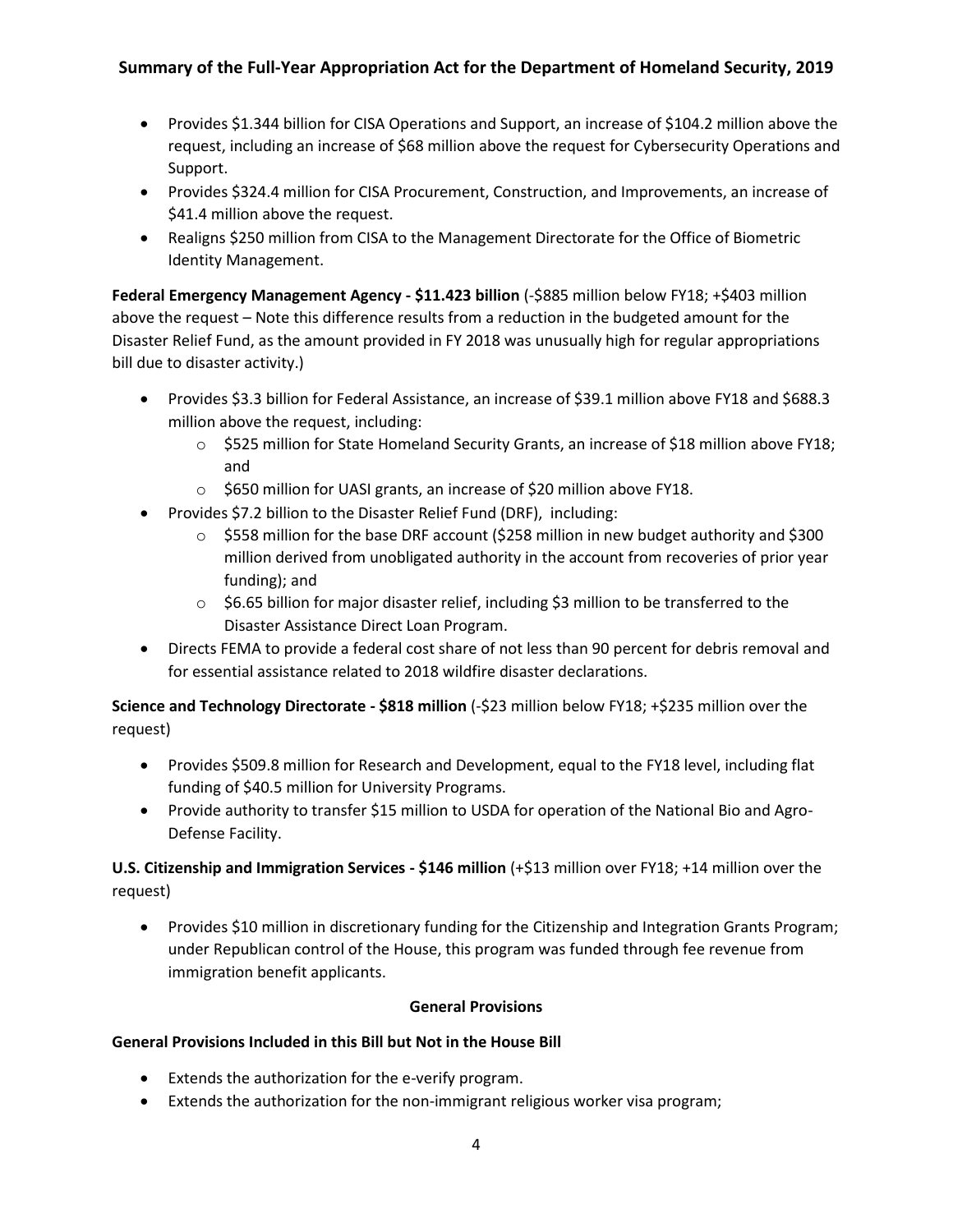- Provides $1.344 billion for CISA Operations and Support, an increase of $104.2 million above the request, including an increase of $68 million above the request for Cybersecurity Operations and Support.
- Provides $324.4 million for CISA Procurement, Construction, and Improvements, an increase of $41.4 million above the request.
- Realigns $250 million from CISA to the Management Directorate for the Office of Biometric Identity Management.

**Federal Emergency Management Agency - $11.423 billion** (-$885 million below FY18; +$403 million above the request – Note this difference results from a reduction in the budgeted amount for the Disaster Relief Fund, as the amount provided in FY 2018 was unusually high for regular appropriations bill due to disaster activity.)

- Provides $3.3 billion for Federal Assistance, an increase of $39.1 million above FY18 and $688.3 million above the request, including:
  - $525 million for State Homeland Security Grants, an increase of $18 million above FY18; and
  - $650 million for UASI grants, an increase of $20 million above FY18.
- Provides $7.2 billion to the Disaster Relief Fund (DRF), including:
  - $558 million for the base DRF account ($258 million in new budget authority and $300 million derived from unobligated authority in the account from recoveries of prior year funding); and
  - $6.65 billion for major disaster relief, including $3 million to be transferred to the Disaster Assistance Direct Loan Program.
- Directs FEMA to provide a federal cost share of not less than 90 percent for debris removal and for essential assistance related to 2018 wildfire disaster declarations.

**Science and Technology Directorate - $818 million** (-$23 million below FY18; +$235 million over the request)

- Provides $509.8 million for Research and Development, equal to the FY18 level, including flat funding of $40.5 million for University Programs.
- Provide authority to transfer $15 million to USDA for operation of the National Bio and Agro-Defense Facility.

**U.S. Citizenship and Immigration Services - $146 million** (+$13 million over FY18; +14 million over the request)

- Provides $10 million in discretionary funding for the Citizenship and Integration Grants Program; under Republican control of the House, this program was funded through fee revenue from immigration benefit applicants.

## General Provisions

### General Provisions Included in this Bill but Not in the House Bill

- Extends the authorization for the e-verify program.
- Extends the authorization for the non-immigrant religious worker visa program;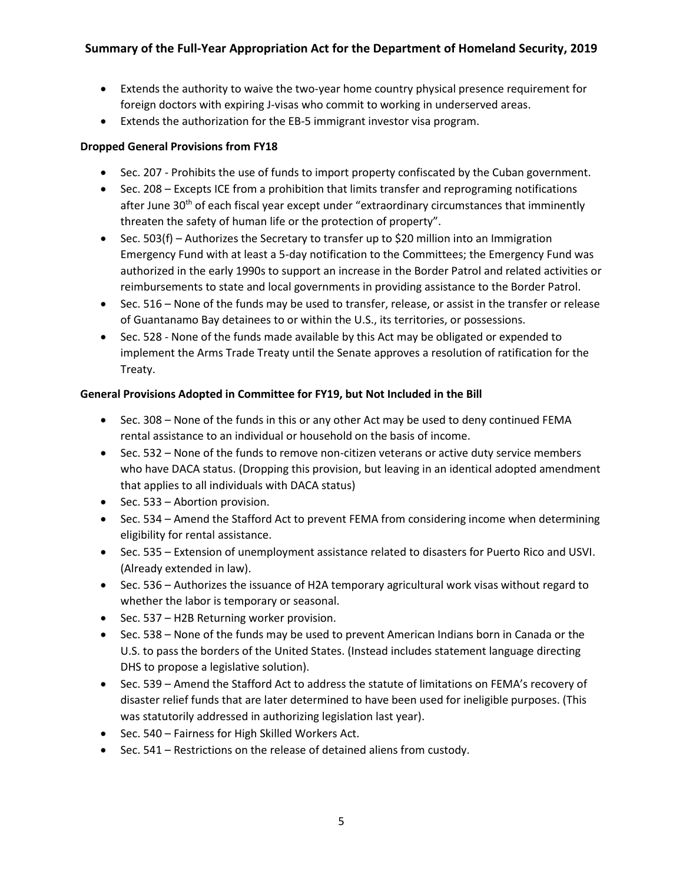- Extends the authority to waive the two-year home country physical presence requirement for foreign doctors with expiring J-visas who commit to working in underserved areas.
- Extends the authorization for the EB-5 immigrant investor visa program.

**Dropped General Provisions from FY18**

- Sec. 207 - Prohibits the use of funds to import property confiscated by the Cuban government.
- Sec. 208 – Excepts ICE from a prohibition that limits transfer and reprograming notifications after June 30th of each fiscal year except under "extraordinary circumstances that imminently threaten the safety of human life or the protection of property".
- Sec. 503(f) – Authorizes the Secretary to transfer up to $20 million into an Immigration Emergency Fund with at least a 5-day notification to the Committees; the Emergency Fund was authorized in the early 1990s to support an increase in the Border Patrol and related activities or reimbursements to state and local governments in providing assistance to the Border Patrol.
- Sec. 516 – None of the funds may be used to transfer, release, or assist in the transfer or release of Guantanamo Bay detainees to or within the U.S., its territories, or possessions.
- Sec. 528 - None of the funds made available by this Act may be obligated or expended to implement the Arms Trade Treaty until the Senate approves a resolution of ratification for the Treaty.

**General Provisions Adopted in Committee for FY19, but Not Included in the Bill**

- Sec. 308 – None of the funds in this or any other Act may be used to deny continued FEMA rental assistance to an individual or household on the basis of income.
- Sec. 532 – None of the funds to remove non-citizen veterans or active duty service members who have DACA status. (Dropping this provision, but leaving in an identical adopted amendment that applies to all individuals with DACA status)
- Sec. 533 – Abortion provision.
- Sec. 534 – Amend the Stafford Act to prevent FEMA from considering income when determining eligibility for rental assistance.
- Sec. 535 – Extension of unemployment assistance related to disasters for Puerto Rico and USVI. (Already extended in law).
- Sec. 536 – Authorizes the issuance of H2A temporary agricultural work visas without regard to whether the labor is temporary or seasonal.
- Sec. 537 – H2B Returning worker provision.
- Sec. 538 – None of the funds may be used to prevent American Indians born in Canada or the U.S. to pass the borders of the United States. (Instead includes statement language directing DHS to propose a legislative solution).
- Sec. 539 – Amend the Stafford Act to address the statute of limitations on FEMA's recovery of disaster relief funds that are later determined to have been used for ineligible purposes. (This was statutorily addressed in authorizing legislation last year).
- Sec. 540 – Fairness for High Skilled Workers Act.
- Sec. 541 – Restrictions on the release of detained aliens from custody.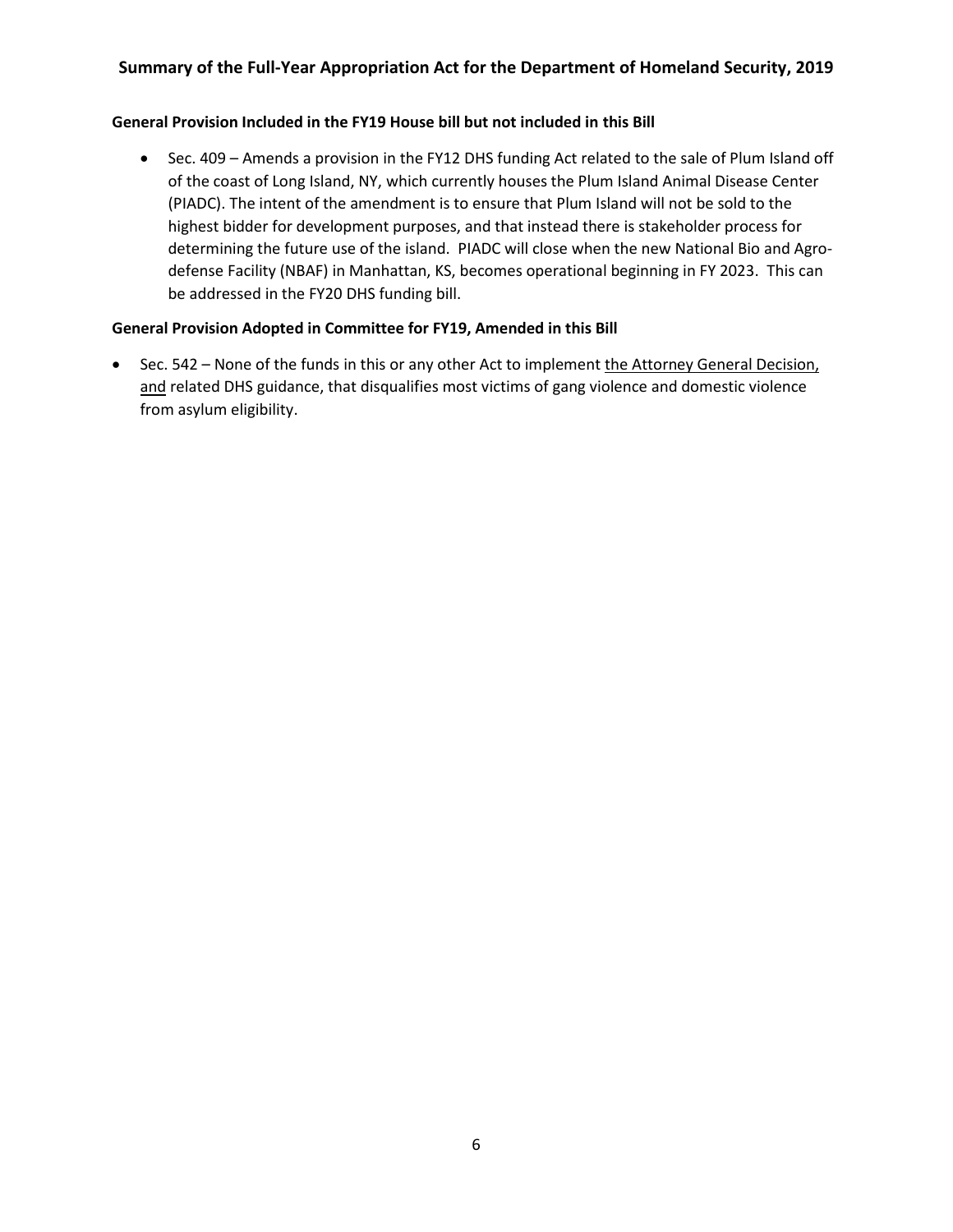**General Provision Included in the FY19 House bill but not included in this Bill**

- Sec. 409 – Amends a provision in the FY12 DHS funding Act related to the sale of Plum Island off of the coast of Long Island, NY, which currently houses the Plum Island Animal Disease Center (PIADC). The intent of the amendment is to ensure that Plum Island will not be sold to the highest bidder for development purposes, and that instead there is stakeholder process for determining the future use of the island. PIADC will close when the new National Bio and Agro-defense Facility (NBAF) in Manhattan, KS, becomes operational beginning in FY 2023. This can be addressed in the FY20 DHS funding bill.

**General Provision Adopted in Committee for FY19, Amended in this Bill**

- Sec. 542 – None of the funds in this or any other Act to implement <u>the Attorney General Decision, and</u> related DHS guidance, that disqualifies most victims of gang violence and domestic violence from asylum eligibility.